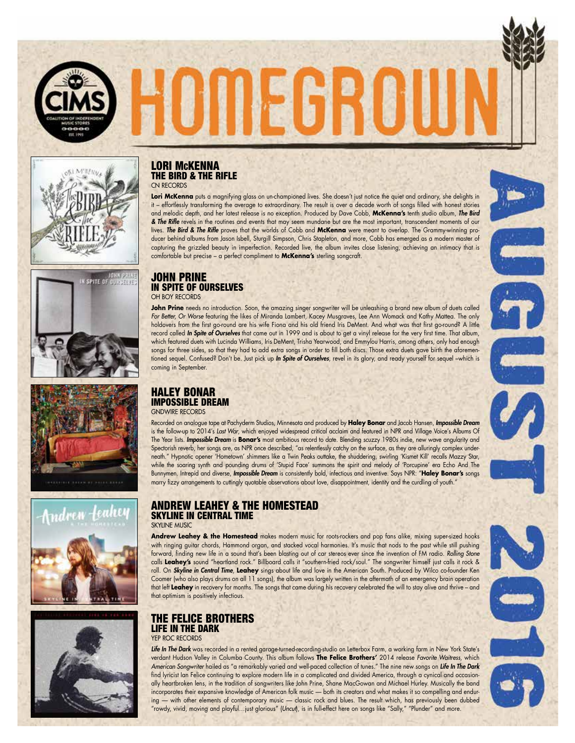# HOMEGROWN

## AUGUST 2016

## LORI McKENNA
### THE BIRD & THE RIFLE
CN RECORDS

**Lori McKenna** puts a magnifying glass on un-championed lives. She doesn't just notice the quiet and ordinary, she delights in it – effortlessly transforming the average to extraordinary. The result is over a decade worth of songs filled with honest stories and melodic depth, and her latest release is no exception. Produced by Dave Cobb, **McKenna's** tenth studio album, ***The Bird & The Rifle*** revels in the routines and events that may seem mundane but are the most important, transcendent moments of our lives. ***The Bird & The Rifle*** proves that the worlds of Cobb and **McKenna** were meant to overlap. The Grammy-winning producer behind albums from Jason Isbell, Sturgill Simpson, Chris Stapleton, and more, Cobb has emerged as a modern master of capturing the grizzled beauty in imperfection. Recorded live, the album invites close listening, achieving an intimacy that is comfortable but precise – a perfect compliment to **McKenna's** sterling songcraft.

## JOHN PRINE
### IN SPITE OF OURSELVES
OH BOY RECORDS

**John Prine** needs no introduction. Soon, the amazing singer songwriter will be unleashing a brand new album of duets called *For Better, Or Worse* featuring the likes of Miranda Lambert, Kacey Musgraves, Lee Ann Womack and Kathy Mattea. The only holdovers from the first go-round are his wife Fiona and his old friend Iris DeMent. And what was that first go-round? A little record called ***In Spite of Ourselves*** that came out in 1999 and is about to get a vinyl release for the very first time. That album, which featured duets with Lucinda Williams, Iris DeMent, Trisha Yearwood, and Emmylou Harris, among others, only had enough songs for three sides, so that they had to add extra songs in order to fill both discs. Those extra duets gave birth the aforementioned sequel. Confused? Don't be. Just pick up ***In Spite of Ourselves***, revel in its glory, and ready yourself for sequel –which is coming in September.

## HALEY BONAR
### IMPOSSIBLE DREAM
GNDWIRE RECORDS

Recorded on analogue tape at Pachyderm Studios, Minnesota and produced by **Haley Bonar** and Jacob Hansen, ***Impossible Dream*** is the follow-up to 2014's *Last War*, which enjoyed widespread critical acclaim and featured in NPR and Village Voice's Albums Of The Year lists. ***Impossible Dream*** is **Bonar's** most ambitious record to date. Blending scuzzy 1980s indie, new wave angularity and Spectorish reverb, her songs are, as NPR once described, "as relentlessly catchy on the surface, as they are alluringly complex underneath." Hypnotic opener 'Hometown' shimmers like a Twin Peaks outtake, the shuddering, swirling 'Kismet Kill' recalls Mazzy Star, while the soaring synth and pounding drums of 'Stupid Face' summons the spirit and melody of 'Porcupine' era Echo And The Bunnymen. Intrepid and diverse, ***Impossible Dream*** is consistently bold, infectious and inventive. Says NPR: "**Haley Bonar's** songs marry fizzy arrangements to cuttingly quotable observations about love, disappointment, identity and the curdling of youth."

## ANDREW LEAHEY & THE HOMESTEAD
### SKYLINE IN CENTRAL TIME
SKYLINE MUSIC

**Andrew Leahey & the Homestead** makes modern music for roots-rockers and pop fans alike, mixing super-sized hooks with ringing guitar chords, Hammond organ, and stacked vocal harmonies. It's music that nods to the past while still pushing forward, finding new life in a sound that's been blasting out of car stereos ever since the invention of FM radio. *Rolling Stone* calls **Leahey's** sound "heartland rock." Billboard calls it "southern-fried rock/soul." The songwriter himself just calls it rock & roll. On ***Skyline in Central Time***, **Leahey** sings about life and love in the American South. Produced by Wilco co-founder Ken Coomer (who also plays drums on all 11 songs), the album was largely written in the aftermath of an emergency brain operation that left **Leahey** in recovery for months. The songs that came during his recovery celebrated the will to stay alive and thrive – and that optimism is positively infectious.

## THE FELICE BROTHERS
### LIFE IN THE DARK
YEP ROC RECORDS

***Life In The Dark*** was recorded in a rented garage-turned-recording-studio on Letterbox Farm, a working farm in New York State's verdant Hudson Valley in Columba County. This album follows **The Felice Brothers'** 2014 release *Favorite Waitress*, which *American Songwriter* hailed as "a remarkably varied and well-paced collection of tunes." The nine new songs on ***Life In The Dark*** find lyricist Ian Felice continuing to explore modern life in a complicated and divided America, through a cynical and occasionally heartbroken lens, in the tradition of songwriters like John Prine, Shane MacGowan and Michael Hurley. Musically the band incorporates their expansive knowledge of American folk music — both its creators and what makes it so compelling and enduring — with other elements of contemporary music — classic rock and blues. The result which, has previously been dubbed "rowdy, vivid, moving and playful…just glorious" (*Uncut*), is in full-effect here on songs like "Sally," "Plunder" and more.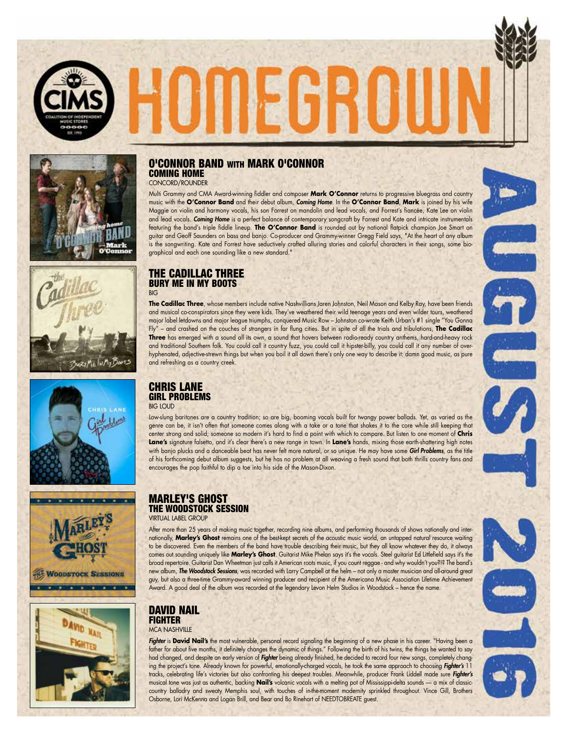# HOMEGROWN

AUGUST 2016

## O'CONNOR BAND WITH MARK O'CONNOR
### COMING HOME
CONCORD/ROUNDER

Multi Grammy and CMA Award-winning fiddler and composer **Mark O'Connor** returns to progressive bluegrass and country music with the **O'Connor Band** and their debut album, ***Coming Home***. In the **O'Connor Band**, **Mark** is joined by his wife Maggie on violin and harmony vocals, his son Forrest on mandolin and lead vocals, and Forrest's fiancée, Kate Lee on violin and lead vocals. ***Coming Home*** is a perfect balance of contemporary songcraft by Forrest and Kate and intricate instrumentals featuring the band's triple fiddle lineup. **The O'Connor Band** is rounded out by national flatpick champion Joe Smart on guitar and Geoff Saunders on bass and banjo. Co-producer and Grammy-winner Gregg Field says, "At the heart of any album is the songwriting. Kate and Forrest have seductively crafted alluring stories and colorful characters in their songs, some biographical and each one sounding like a new standard."

## THE CADILLAC THREE
### BURY ME IN MY BOOTS
BIG

**The Cadillac Three**, whose members include native Nashvillians Jaren Johnston, Neil Mason and Kelby Ray, have been friends and musical co-conspirators since they were kids. They've weathered their wild teenage years and even wilder tours, weathered major label letdowns and major league triumphs, conquered Music Row – Johnston co-wrote Keith Urban's #1 single "You Gonna Fly" – and crashed on the couches of strangers in far flung cities. But in spite of all the trials and tribulations, **The Cadillac Three** has emerged with a sound all its own, a sound that hovers between radio-ready country anthems, hard-and-heavy rock and traditional Southern folk. You could call it country fuzz, you could call it hipster-billy, you could call it any number of over-hyphenated, adjective-strewn things but when you boil it all down there's only one way to describe it: damn good music, as pure and refreshing as a country creek.

## CHRIS LANE
### GIRL PROBLEMS
BIG LOUD

Low-slung baritones are a country tradition; so are big, booming vocals built for twangy power ballads. Yet, as varied as the genre can be, it isn't often that someone comes along with a take or a tone that shakes it to the core while still keeping that center strong and solid; someone so modern it's hard to find a point with which to compare. But listen to one moment of **Chris Lane's** signature falsetto, and it's clear there's a new range in town. In **Lane's** hands, mixing those earth-shattering high notes with banjo plucks and a danceable beat has never felt more natural, or so unique. He may have some ***Girl Problems***, as the title of his forthcoming debut album suggests, but he has no problem at all weaving a fresh sound that both thrills country fans and encourages the pop faithful to dip a toe into his side of the Mason-Dixon.

## MARLEY'S GHOST
### THE WOODSTOCK SESSION
VIRTUAL LABEL GROUP

After more than 25 years of making music together, recording nine albums, and performing thousands of shows nationally and internationally, **Marley's Ghost** remains one of the best-kept secrets of the acoustic music world, an untapped natural resource waiting to be discovered. Even the members of the band have trouble describing their music, but they all know whatever they do, it always comes out sounding uniquely like **Marley's Ghost**. Guitarist Mike Phelan says it's the vocals. Steel guitarist Ed Littlefield says it's the broad repertoire. Guitarist Dan Wheetman just calls it American roots music, if you count reggae - and why wouldn't you?!? The band's new album, ***The Woodstock Sessions***, was recorded with Larry Campbell at the helm – not only a master musician and all-around great guy, but also a three-time Grammy-award winning producer and recipient of the Americana Music Association Lifetime Achievement Award. A good deal of the album was recorded at the legendary Levon Helm Studios in Woodstock – hence the name.

## DAVID NAIL
### FIGHTER
MCA NASHVILLE

***Fighter*** is **David Nail's** the most vulnerable, personal record signaling the beginning of a new phase in his career. "Having been a father for about five months, it definitely changes the dynamic of things." Following the birth of his twins, the things he wanted to say had changed, and despite an early version of ***Fighter*** being already finished, he decided to record four new songs, completely changing the project's tone. Already known for powerful, emotionally-charged vocals, he took the same approach to choosing ***Fighter's*** 11 tracks, celebrating life's victories but also confronting his deepest troubles. Meanwhile, producer Frank Liddell made sure ***Fighter's*** musical tone was just as authentic, backing **Nail's** volcanic vocals with a melting pot of Mississippi-delta sounds — a mix of classic-country balladry and sweaty Memphis soul, with touches of in-the-moment modernity sprinkled throughout. Vince Gill, Brothers Osborne, Lori McKenna and Logan Brill, and Bear and Bo Rinehart of NEEDTOBREATHE guest.